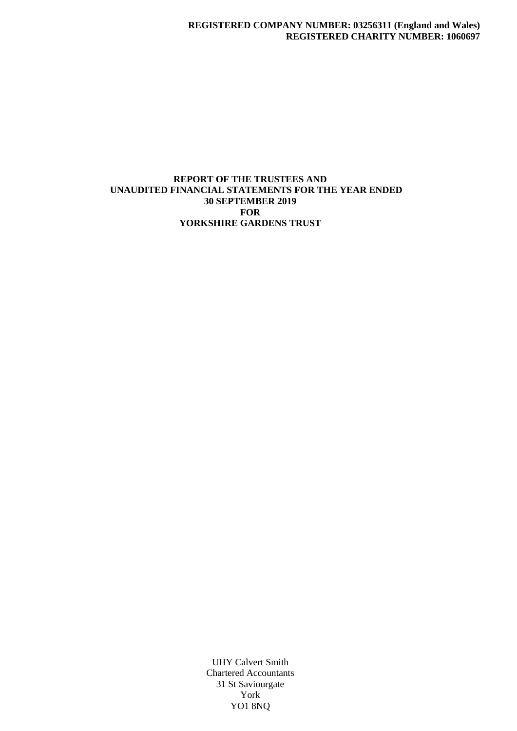**REGISTERED COMPANY NUMBER: 03256311 (England and Wales)**
**REGISTERED CHARITY NUMBER: 1060697**

# REPORT OF THE TRUSTEES AND UNAUDITED FINANCIAL STATEMENTS FOR THE YEAR ENDED 30 SEPTEMBER 2019 FOR YORKSHIRE GARDENS TRUST

UHY Calvert Smith
Chartered Accountants
31 St Saviourgate
York
YO1 8NQ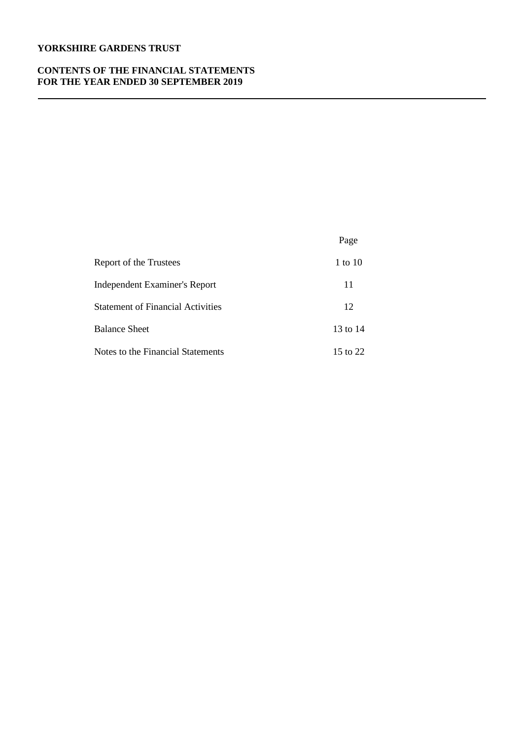**YORKSHIRE GARDENS TRUST**

**CONTENTS OF THE FINANCIAL STATEMENTS**
**FOR THE YEAR ENDED 30 SEPTEMBER 2019**

| | Page |
|---|---|
| Report of the Trustees | 1 to 10 |
| Independent Examiner's Report | 11 |
| Statement of Financial Activities | 12 |
| Balance Sheet | 13 to 14 |
| Notes to the Financial Statements | 15 to 22 |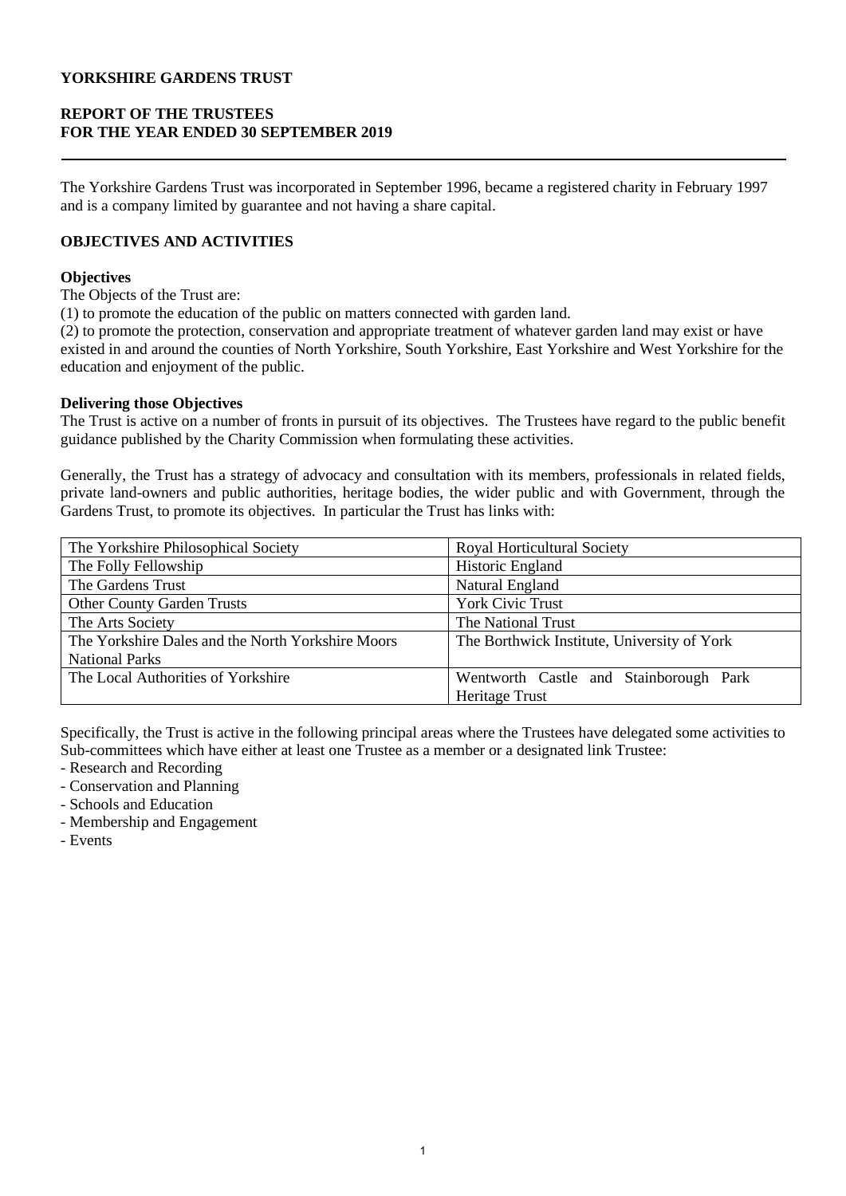**YORKSHIRE GARDENS TRUST**

**REPORT OF THE TRUSTEES**
**FOR THE YEAR ENDED 30 SEPTEMBER 2019**

---

The Yorkshire Gardens Trust was incorporated in September 1996, became a registered charity in February 1997 and is a company limited by guarantee and not having a share capital.

## OBJECTIVES AND ACTIVITIES

### Objectives

The Objects of the Trust are:

(1) to promote the education of the public on matters connected with garden land.

(2) to promote the protection, conservation and appropriate treatment of whatever garden land may exist or have existed in and around the counties of North Yorkshire, South Yorkshire, East Yorkshire and West Yorkshire for the education and enjoyment of the public.

### Delivering those Objectives

The Trust is active on a number of fronts in pursuit of its objectives. The Trustees have regard to the public benefit guidance published by the Charity Commission when formulating these activities.

Generally, the Trust has a strategy of advocacy and consultation with its members, professionals in related fields, private land-owners and public authorities, heritage bodies, the wider public and with Government, through the Gardens Trust, to promote its objectives. In particular the Trust has links with:

| | |
|---|---|
| The Yorkshire Philosophical Society | Royal Horticultural Society |
| The Folly Fellowship | Historic England |
| The Gardens Trust | Natural England |
| Other County Garden Trusts | York Civic Trust |
| The Arts Society | The National Trust |
| The Yorkshire Dales and the North Yorkshire Moors National Parks | The Borthwick Institute, University of York |
| The Local Authorities of Yorkshire | Wentworth Castle and Stainborough Park Heritage Trust |

Specifically, the Trust is active in the following principal areas where the Trustees have delegated some activities to Sub-committees which have either at least one Trustee as a member or a designated link Trustee:

- Research and Recording
- Conservation and Planning
- Schools and Education
- Membership and Engagement
- Events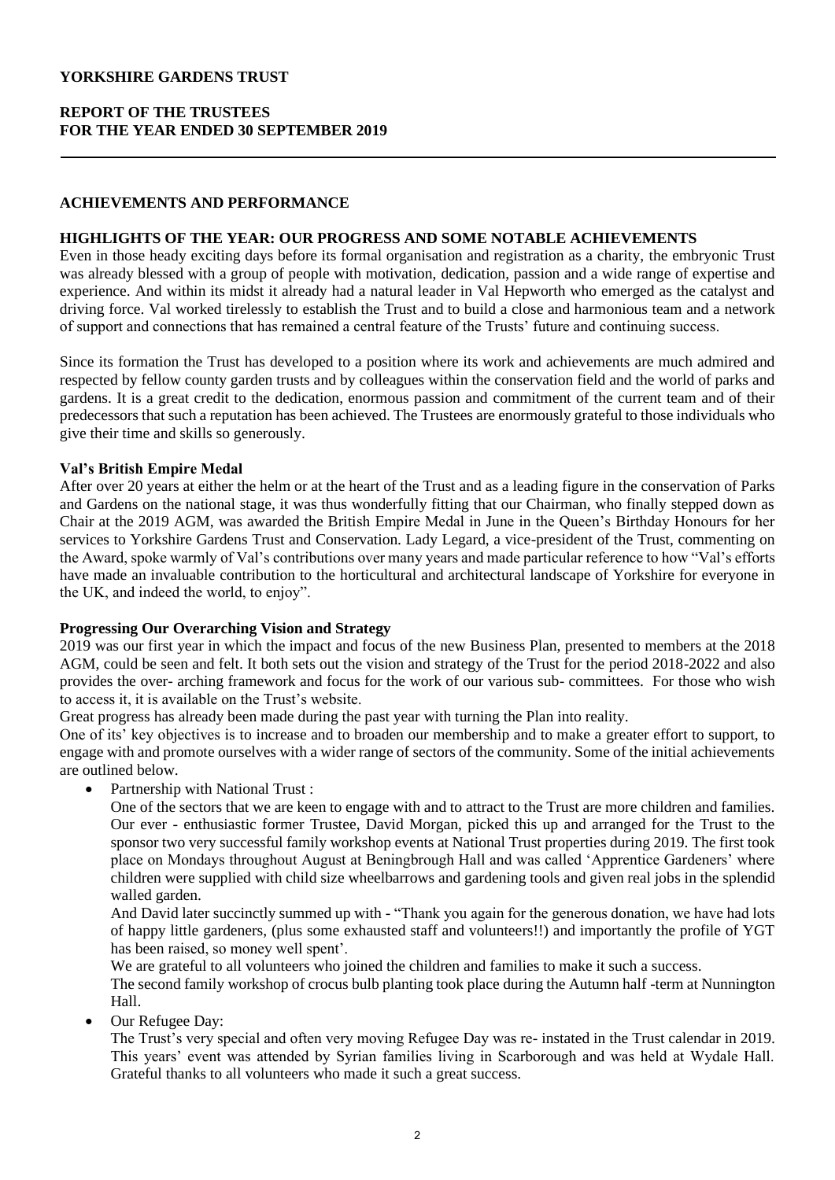**YORKSHIRE GARDENS TRUST**

**REPORT OF THE TRUSTEES**
**FOR THE YEAR ENDED 30 SEPTEMBER 2019**

## ACHIEVEMENTS AND PERFORMANCE

### HIGHLIGHTS OF THE YEAR: OUR PROGRESS AND SOME NOTABLE ACHIEVEMENTS

Even in those heady exciting days before its formal organisation and registration as a charity, the embryonic Trust was already blessed with a group of people with motivation, dedication, passion and a wide range of expertise and experience. And within its midst it already had a natural leader in Val Hepworth who emerged as the catalyst and driving force. Val worked tirelessly to establish the Trust and to build a close and harmonious team and a network of support and connections that has remained a central feature of the Trusts' future and continuing success.

Since its formation the Trust has developed to a position where its work and achievements are much admired and respected by fellow county garden trusts and by colleagues within the conservation field and the world of parks and gardens. It is a great credit to the dedication, enormous passion and commitment of the current team and of their predecessors that such a reputation has been achieved. The Trustees are enormously grateful to those individuals who give their time and skills so generously.

**Val's British Empire Medal**

After over 20 years at either the helm or at the heart of the Trust and as a leading figure in the conservation of Parks and Gardens on the national stage, it was thus wonderfully fitting that our Chairman, who finally stepped down as Chair at the 2019 AGM, was awarded the British Empire Medal in June in the Queen's Birthday Honours for her services to Yorkshire Gardens Trust and Conservation. Lady Legard, a vice-president of the Trust, commenting on the Award, spoke warmly of Val's contributions over many years and made particular reference to how "Val's efforts have made an invaluable contribution to the horticultural and architectural landscape of Yorkshire for everyone in the UK, and indeed the world, to enjoy".

**Progressing Our Overarching Vision and Strategy**

2019 was our first year in which the impact and focus of the new Business Plan, presented to members at the 2018 AGM, could be seen and felt. It both sets out the vision and strategy of the Trust for the period 2018-2022 and also provides the over- arching framework and focus for the work of our various sub- committees. For those who wish to access it, it is available on the Trust's website.

Great progress has already been made during the past year with turning the Plan into reality.

One of its' key objectives is to increase and to broaden our membership and to make a greater effort to support, to engage with and promote ourselves with a wider range of sectors of the community. Some of the initial achievements are outlined below.

- Partnership with National Trust :

  One of the sectors that we are keen to engage with and to attract to the Trust are more children and families. Our ever - enthusiastic former Trustee, David Morgan, picked this up and arranged for the Trust to the sponsor two very successful family workshop events at National Trust properties during 2019. The first took place on Mondays throughout August at Beningbrough Hall and was called 'Apprentice Gardeners' where children were supplied with child size wheelbarrows and gardening tools and given real jobs in the splendid walled garden.

  And David later succinctly summed up with - "Thank you again for the generous donation, we have had lots of happy little gardeners, (plus some exhausted staff and volunteers!!) and importantly the profile of YGT has been raised, so money well spent'.

  We are grateful to all volunteers who joined the children and families to make it such a success.

  The second family workshop of crocus bulb planting took place during the Autumn half -term at Nunnington Hall.

- Our Refugee Day:

  The Trust's very special and often very moving Refugee Day was re- instated in the Trust calendar in 2019. This years' event was attended by Syrian families living in Scarborough and was held at Wydale Hall. Grateful thanks to all volunteers who made it such a great success.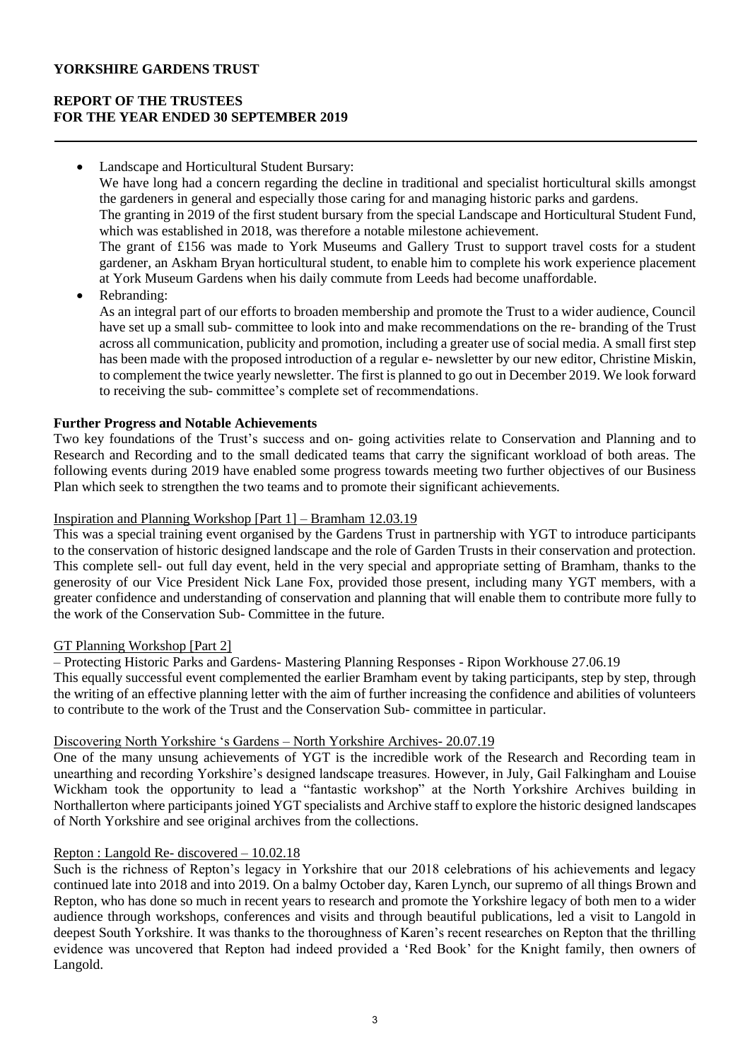- Landscape and Horticultural Student Bursary:
  We have long had a concern regarding the decline in traditional and specialist horticultural skills amongst the gardeners in general and especially those caring for and managing historic parks and gardens.
  The granting in 2019 of the first student bursary from the special Landscape and Horticultural Student Fund, which was established in 2018, was therefore a notable milestone achievement.
  The grant of £156 was made to York Museums and Gallery Trust to support travel costs for a student gardener, an Askham Bryan horticultural student, to enable him to complete his work experience placement at York Museum Gardens when his daily commute from Leeds had become unaffordable.
- Rebranding:
  As an integral part of our efforts to broaden membership and promote the Trust to a wider audience, Council have set up a small sub- committee to look into and make recommendations on the re- branding of the Trust across all communication, publicity and promotion, including a greater use of social media. A small first step has been made with the proposed introduction of a regular e- newsletter by our new editor, Christine Miskin, to complement the twice yearly newsletter. The first is planned to go out in December 2019. We look forward to receiving the sub- committee's complete set of recommendations.

**Further Progress and Notable Achievements**

Two key foundations of the Trust's success and on- going activities relate to Conservation and Planning and to Research and Recording and to the small dedicated teams that carry the significant workload of both areas. The following events during 2019 have enabled some progress towards meeting two further objectives of our Business Plan which seek to strengthen the two teams and to promote their significant achievements.

Inspiration and Planning Workshop [Part 1] – Bramham 12.03.19

This was a special training event organised by the Gardens Trust in partnership with YGT to introduce participants to the conservation of historic designed landscape and the role of Garden Trusts in their conservation and protection. This complete sell- out full day event, held in the very special and appropriate setting of Bramham, thanks to the generosity of our Vice President Nick Lane Fox, provided those present, including many YGT members, with a greater confidence and understanding of conservation and planning that will enable them to contribute more fully to the work of the Conservation Sub- Committee in the future.

GT Planning Workshop [Part 2]

– Protecting Historic Parks and Gardens- Mastering Planning Responses - Ripon Workhouse 27.06.19

This equally successful event complemented the earlier Bramham event by taking participants, step by step, through the writing of an effective planning letter with the aim of further increasing the confidence and abilities of volunteers to contribute to the work of the Trust and the Conservation Sub- committee in particular.

Discovering North Yorkshire 's Gardens – North Yorkshire Archives- 20.07.19

One of the many unsung achievements of YGT is the incredible work of the Research and Recording team in unearthing and recording Yorkshire's designed landscape treasures. However, in July, Gail Falkingham and Louise Wickham took the opportunity to lead a "fantastic workshop" at the North Yorkshire Archives building in Northallerton where participants joined YGT specialists and Archive staff to explore the historic designed landscapes of North Yorkshire and see original archives from the collections.

Repton : Langold Re- discovered – 10.02.18

Such is the richness of Repton's legacy in Yorkshire that our 2018 celebrations of his achievements and legacy continued late into 2018 and into 2019. On a balmy October day, Karen Lynch, our supremo of all things Brown and Repton, who has done so much in recent years to research and promote the Yorkshire legacy of both men to a wider audience through workshops, conferences and visits and through beautiful publications, led a visit to Langold in deepest South Yorkshire. It was thanks to the thoroughness of Karen's recent researches on Repton that the thrilling evidence was uncovered that Repton had indeed provided a 'Red Book' for the Knight family, then owners of Langold.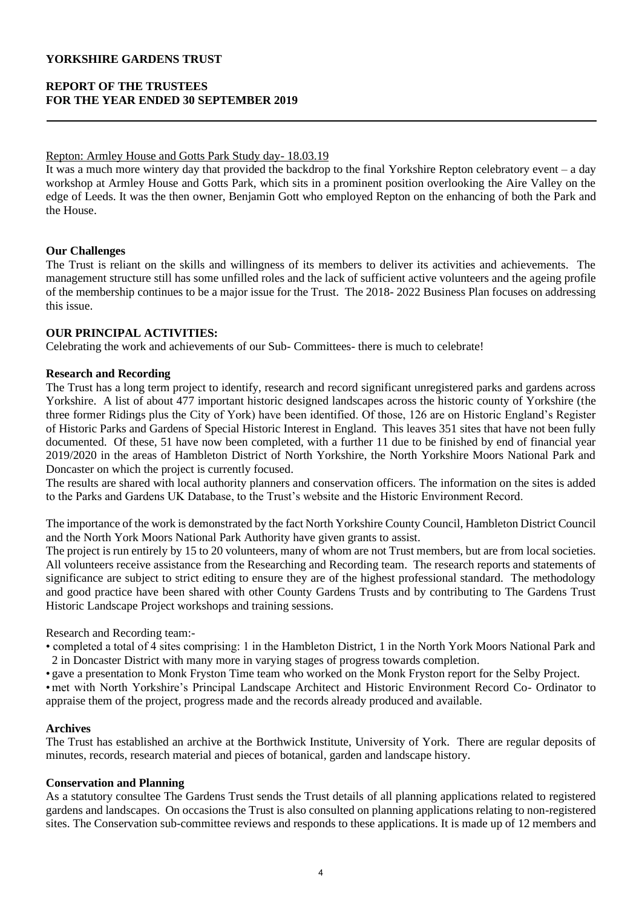Repton: Armley House and Gotts Park Study day- 18.03.19

It was a much more wintery day that provided the backdrop to the final Yorkshire Repton celebratory event – a day workshop at Armley House and Gotts Park, which sits in a prominent position overlooking the Aire Valley on the edge of Leeds. It was the then owner, Benjamin Gott who employed Repton on the enhancing of both the Park and the House.

**Our Challenges**

The Trust is reliant on the skills and willingness of its members to deliver its activities and achievements. The management structure still has some unfilled roles and the lack of sufficient active volunteers and the ageing profile of the membership continues to be a major issue for the Trust. The 2018- 2022 Business Plan focuses on addressing this issue.

**OUR PRINCIPAL ACTIVITIES:**

Celebrating the work and achievements of our Sub- Committees- there is much to celebrate!

**Research and Recording**

The Trust has a long term project to identify, research and record significant unregistered parks and gardens across Yorkshire. A list of about 477 important historic designed landscapes across the historic county of Yorkshire (the three former Ridings plus the City of York) have been identified. Of those, 126 are on Historic England's Register of Historic Parks and Gardens of Special Historic Interest in England. This leaves 351 sites that have not been fully documented. Of these, 51 have now been completed, with a further 11 due to be finished by end of financial year 2019/2020 in the areas of Hambleton District of North Yorkshire, the North Yorkshire Moors National Park and Doncaster on which the project is currently focused.

The results are shared with local authority planners and conservation officers. The information on the sites is added to the Parks and Gardens UK Database, to the Trust's website and the Historic Environment Record.

The importance of the work is demonstrated by the fact North Yorkshire County Council, Hambleton District Council and the North York Moors National Park Authority have given grants to assist.

The project is run entirely by 15 to 20 volunteers, many of whom are not Trust members, but are from local societies. All volunteers receive assistance from the Researching and Recording team. The research reports and statements of significance are subject to strict editing to ensure they are of the highest professional standard. The methodology and good practice have been shared with other County Gardens Trusts and by contributing to The Gardens Trust Historic Landscape Project workshops and training sessions.

Research and Recording team:-

- completed a total of 4 sites comprising: 1 in the Hambleton District, 1 in the North York Moors National Park and 2 in Doncaster District with many more in varying stages of progress towards completion.
- gave a presentation to Monk Fryston Time team who worked on the Monk Fryston report for the Selby Project.
- met with North Yorkshire's Principal Landscape Architect and Historic Environment Record Co- Ordinator to appraise them of the project, progress made and the records already produced and available.

**Archives**

The Trust has established an archive at the Borthwick Institute, University of York. There are regular deposits of minutes, records, research material and pieces of botanical, garden and landscape history.

**Conservation and Planning**

As a statutory consultee The Gardens Trust sends the Trust details of all planning applications related to registered gardens and landscapes. On occasions the Trust is also consulted on planning applications relating to non-registered sites. The Conservation sub-committee reviews and responds to these applications. It is made up of 12 members and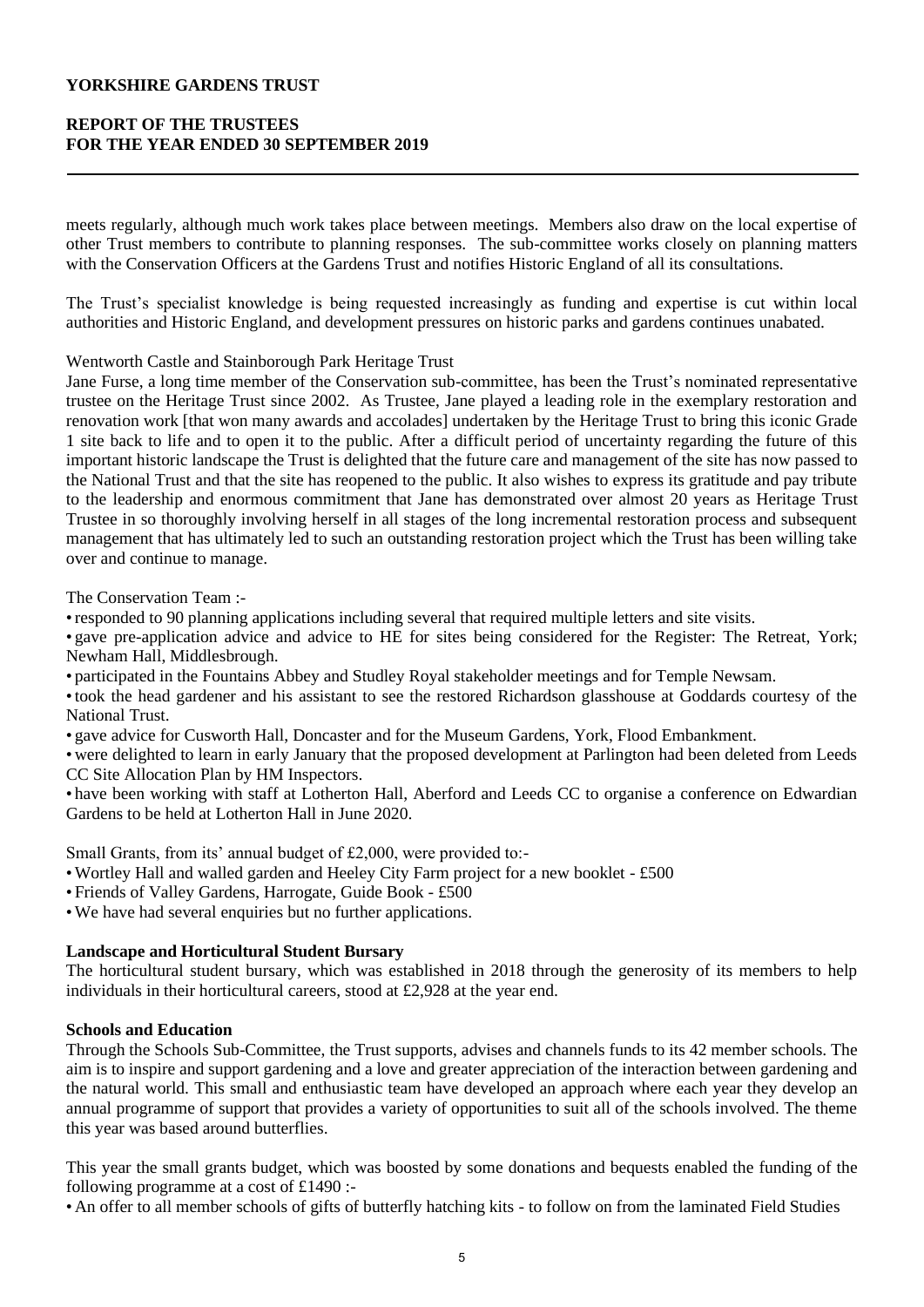meets regularly, although much work takes place between meetings. Members also draw on the local expertise of other Trust members to contribute to planning responses. The sub-committee works closely on planning matters with the Conservation Officers at the Gardens Trust and notifies Historic England of all its consultations.

The Trust's specialist knowledge is being requested increasingly as funding and expertise is cut within local authorities and Historic England, and development pressures on historic parks and gardens continues unabated.

Wentworth Castle and Stainborough Park Heritage Trust
Jane Furse, a long time member of the Conservation sub-committee, has been the Trust's nominated representative trustee on the Heritage Trust since 2002. As Trustee, Jane played a leading role in the exemplary restoration and renovation work [that won many awards and accolades] undertaken by the Heritage Trust to bring this iconic Grade 1 site back to life and to open it to the public. After a difficult period of uncertainty regarding the future of this important historic landscape the Trust is delighted that the future care and management of the site has now passed to the National Trust and that the site has reopened to the public. It also wishes to express its gratitude and pay tribute to the leadership and enormous commitment that Jane has demonstrated over almost 20 years as Heritage Trust Trustee in so thoroughly involving herself in all stages of the long incremental restoration process and subsequent management that has ultimately led to such an outstanding restoration project which the Trust has been willing take over and continue to manage.

The Conservation Team :-

- responded to 90 planning applications including several that required multiple letters and site visits.
- gave pre-application advice and advice to HE for sites being considered for the Register: The Retreat, York; Newham Hall, Middlesbrough.
- participated in the Fountains Abbey and Studley Royal stakeholder meetings and for Temple Newsam.
- took the head gardener and his assistant to see the restored Richardson glasshouse at Goddards courtesy of the National Trust.
- gave advice for Cusworth Hall, Doncaster and for the Museum Gardens, York, Flood Embankment.
- were delighted to learn in early January that the proposed development at Parlington had been deleted from Leeds CC Site Allocation Plan by HM Inspectors.
- have been working with staff at Lotherton Hall, Aberford and Leeds CC to organise a conference on Edwardian Gardens to be held at Lotherton Hall in June 2020.

Small Grants, from its' annual budget of £2,000, were provided to:-

- Wortley Hall and walled garden and Heeley City Farm project for a new booklet - £500
- Friends of Valley Gardens, Harrogate, Guide Book - £500
- We have had several enquiries but no further applications.

**Landscape and Horticultural Student Bursary**

The horticultural student bursary, which was established in 2018 through the generosity of its members to help individuals in their horticultural careers, stood at £2,928 at the year end.

**Schools and Education**

Through the Schools Sub-Committee, the Trust supports, advises and channels funds to its 42 member schools. The aim is to inspire and support gardening and a love and greater appreciation of the interaction between gardening and the natural world. This small and enthusiastic team have developed an approach where each year they develop an annual programme of support that provides a variety of opportunities to suit all of the schools involved. The theme this year was based around butterflies.

This year the small grants budget, which was boosted by some donations and bequests enabled the funding of the following programme at a cost of £1490 :-

- An offer to all member schools of gifts of butterfly hatching kits - to follow on from the laminated Field Studies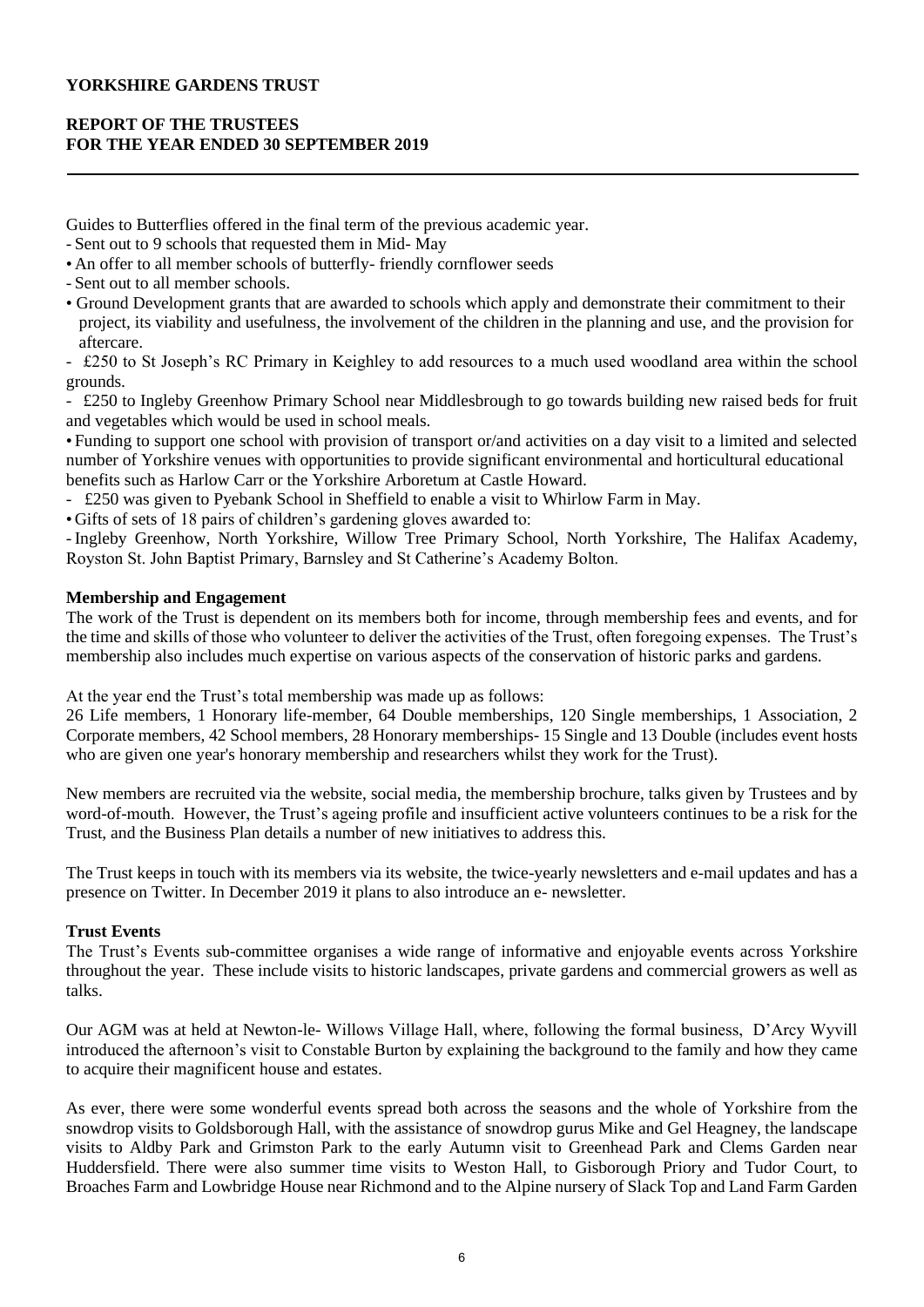Guides to Butterflies offered in the final term of the previous academic year.

- Sent out to 9 schools that requested them in Mid- May

• An offer to all member schools of butterfly- friendly cornflower seeds

- Sent out to all member schools.

• Ground Development grants that are awarded to schools which apply and demonstrate their commitment to their project, its viability and usefulness, the involvement of the children in the planning and use, and the provision for aftercare.

- £250 to St Joseph's RC Primary in Keighley to add resources to a much used woodland area within the school grounds.

- £250 to Ingleby Greenhow Primary School near Middlesbrough to go towards building new raised beds for fruit and vegetables which would be used in school meals.

• Funding to support one school with provision of transport or/and activities on a day visit to a limited and selected number of Yorkshire venues with opportunities to provide significant environmental and horticultural educational benefits such as Harlow Carr or the Yorkshire Arboretum at Castle Howard.

- £250 was given to Pyebank School in Sheffield to enable a visit to Whirlow Farm in May.

• Gifts of sets of 18 pairs of children's gardening gloves awarded to:

- Ingleby Greenhow, North Yorkshire, Willow Tree Primary School, North Yorkshire, The Halifax Academy, Royston St. John Baptist Primary, Barnsley and St Catherine's Academy Bolton.

**Membership and Engagement**

The work of the Trust is dependent on its members both for income, through membership fees and events, and for the time and skills of those who volunteer to deliver the activities of the Trust, often foregoing expenses. The Trust's membership also includes much expertise on various aspects of the conservation of historic parks and gardens.

At the year end the Trust's total membership was made up as follows:

26 Life members, 1 Honorary life-member, 64 Double memberships, 120 Single memberships, 1 Association, 2 Corporate members, 42 School members, 28 Honorary memberships- 15 Single and 13 Double (includes event hosts who are given one year's honorary membership and researchers whilst they work for the Trust).

New members are recruited via the website, social media, the membership brochure, talks given by Trustees and by word-of-mouth. However, the Trust's ageing profile and insufficient active volunteers continues to be a risk for the Trust, and the Business Plan details a number of new initiatives to address this.

The Trust keeps in touch with its members via its website, the twice-yearly newsletters and e-mail updates and has a presence on Twitter. In December 2019 it plans to also introduce an e- newsletter.

**Trust Events**

The Trust's Events sub-committee organises a wide range of informative and enjoyable events across Yorkshire throughout the year. These include visits to historic landscapes, private gardens and commercial growers as well as talks.

Our AGM was at held at Newton-le- Willows Village Hall, where, following the formal business, D'Arcy Wyvill introduced the afternoon's visit to Constable Burton by explaining the background to the family and how they came to acquire their magnificent house and estates.

As ever, there were some wonderful events spread both across the seasons and the whole of Yorkshire from the snowdrop visits to Goldsborough Hall, with the assistance of snowdrop gurus Mike and Gel Heagney, the landscape visits to Aldby Park and Grimston Park to the early Autumn visit to Greenhead Park and Clems Garden near Huddersfield. There were also summer time visits to Weston Hall, to Gisborough Priory and Tudor Court, to Broaches Farm and Lowbridge House near Richmond and to the Alpine nursery of Slack Top and Land Farm Garden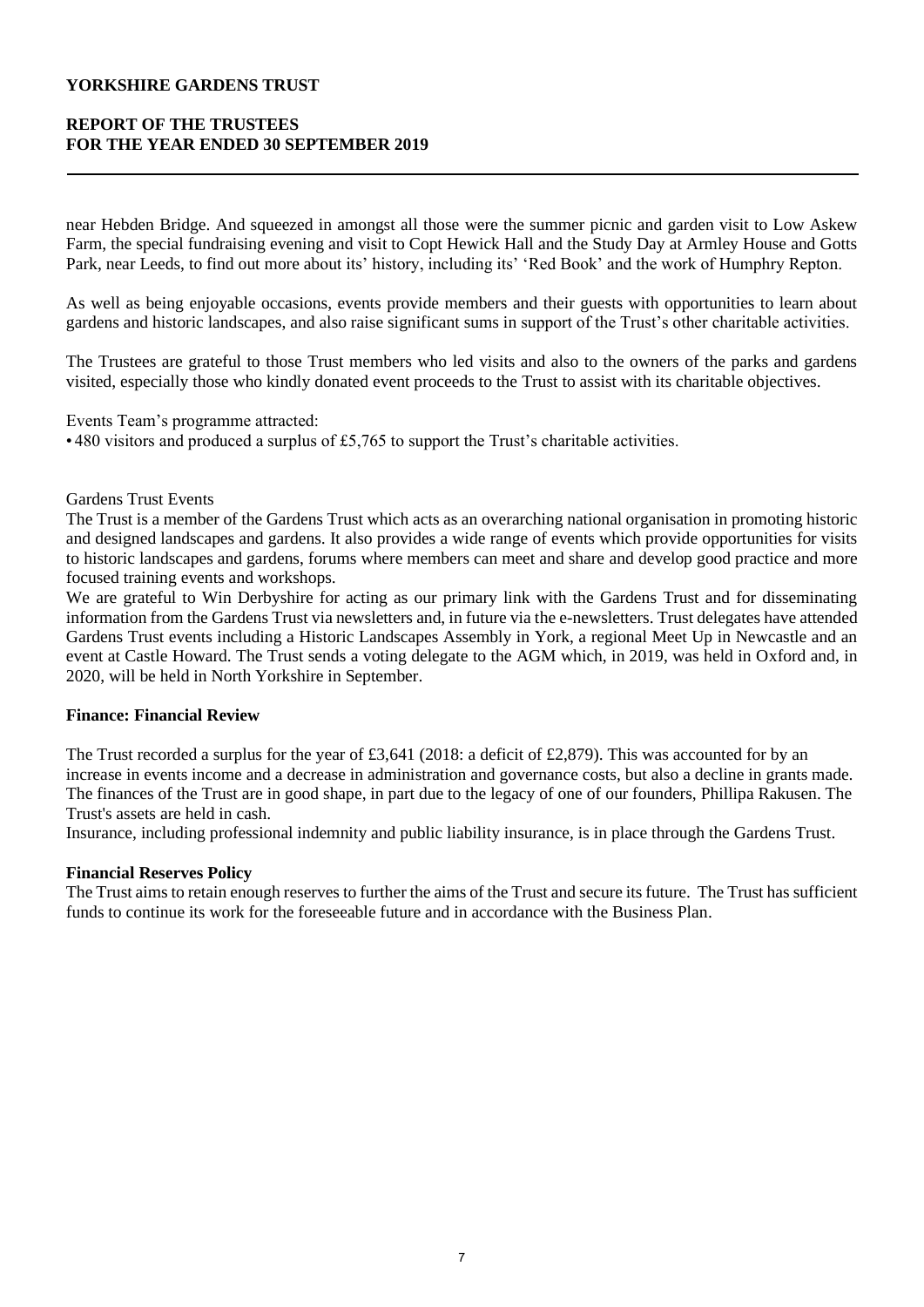near Hebden Bridge. And squeezed in amongst all those were the summer picnic and garden visit to Low Askew Farm, the special fundraising evening and visit to Copt Hewick Hall and the Study Day at Armley House and Gotts Park, near Leeds, to find out more about its' history, including its' 'Red Book' and the work of Humphry Repton.

As well as being enjoyable occasions, events provide members and their guests with opportunities to learn about gardens and historic landscapes, and also raise significant sums in support of the Trust's other charitable activities.

The Trustees are grateful to those Trust members who led visits and also to the owners of the parks and gardens visited, especially those who kindly donated event proceeds to the Trust to assist with its charitable objectives.

Events Team's programme attracted:

- 480 visitors and produced a surplus of £5,765 to support the Trust's charitable activities.

Gardens Trust Events

The Trust is a member of the Gardens Trust which acts as an overarching national organisation in promoting historic and designed landscapes and gardens. It also provides a wide range of events which provide opportunities for visits to historic landscapes and gardens, forums where members can meet and share and develop good practice and more focused training events and workshops.

We are grateful to Win Derbyshire for acting as our primary link with the Gardens Trust and for disseminating information from the Gardens Trust via newsletters and, in future via the e-newsletters. Trust delegates have attended Gardens Trust events including a Historic Landscapes Assembly in York, a regional Meet Up in Newcastle and an event at Castle Howard. The Trust sends a voting delegate to the AGM which, in 2019, was held in Oxford and, in 2020, will be held in North Yorkshire in September.

**Finance: Financial Review**

The Trust recorded a surplus for the year of £3,641 (2018: a deficit of £2,879). This was accounted for by an increase in events income and a decrease in administration and governance costs, but also a decline in grants made. The finances of the Trust are in good shape, in part due to the legacy of one of our founders, Phillipa Rakusen. The Trust's assets are held in cash.

Insurance, including professional indemnity and public liability insurance, is in place through the Gardens Trust.

**Financial Reserves Policy**

The Trust aims to retain enough reserves to further the aims of the Trust and secure its future. The Trust has sufficient funds to continue its work for the foreseeable future and in accordance with the Business Plan.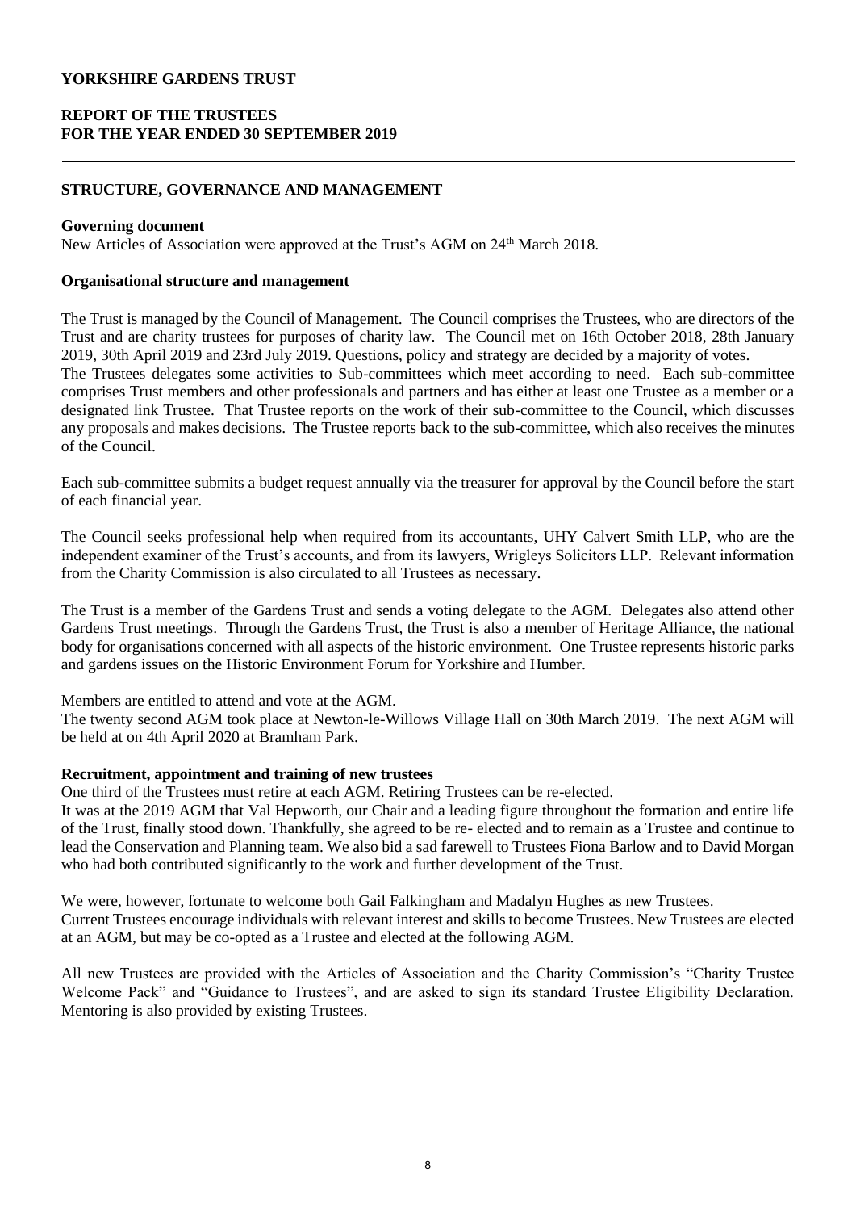# YORKSHIRE GARDENS TRUST

## REPORT OF THE TRUSTEES FOR THE YEAR ENDED 30 SEPTEMBER 2019

### STRUCTURE, GOVERNANCE AND MANAGEMENT

**Governing document**
New Articles of Association were approved at the Trust's AGM on 24th March 2018.

**Organisational structure and management**

The Trust is managed by the Council of Management. The Council comprises the Trustees, who are directors of the Trust and are charity trustees for purposes of charity law. The Council met on 16th October 2018, 28th January 2019, 30th April 2019 and 23rd July 2019. Questions, policy and strategy are decided by a majority of votes.
The Trustees delegates some activities to Sub-committees which meet according to need. Each sub-committee comprises Trust members and other professionals and partners and has either at least one Trustee as a member or a designated link Trustee. That Trustee reports on the work of their sub-committee to the Council, which discusses any proposals and makes decisions. The Trustee reports back to the sub-committee, which also receives the minutes of the Council.

Each sub-committee submits a budget request annually via the treasurer for approval by the Council before the start of each financial year.

The Council seeks professional help when required from its accountants, UHY Calvert Smith LLP, who are the independent examiner of the Trust's accounts, and from its lawyers, Wrigleys Solicitors LLP. Relevant information from the Charity Commission is also circulated to all Trustees as necessary.

The Trust is a member of the Gardens Trust and sends a voting delegate to the AGM. Delegates also attend other Gardens Trust meetings. Through the Gardens Trust, the Trust is also a member of Heritage Alliance, the national body for organisations concerned with all aspects of the historic environment. One Trustee represents historic parks and gardens issues on the Historic Environment Forum for Yorkshire and Humber.

Members are entitled to attend and vote at the AGM.
The twenty second AGM took place at Newton-le-Willows Village Hall on 30th March 2019. The next AGM will be held at on 4th April 2020 at Bramham Park.

**Recruitment, appointment and training of new trustees**
One third of the Trustees must retire at each AGM. Retiring Trustees can be re-elected.
It was at the 2019 AGM that Val Hepworth, our Chair and a leading figure throughout the formation and entire life of the Trust, finally stood down. Thankfully, she agreed to be re- elected and to remain as a Trustee and continue to lead the Conservation and Planning team. We also bid a sad farewell to Trustees Fiona Barlow and to David Morgan who had both contributed significantly to the work and further development of the Trust.

We were, however, fortunate to welcome both Gail Falkingham and Madalyn Hughes as new Trustees.
Current Trustees encourage individuals with relevant interest and skills to become Trustees. New Trustees are elected at an AGM, but may be co-opted as a Trustee and elected at the following AGM.

All new Trustees are provided with the Articles of Association and the Charity Commission's "Charity Trustee Welcome Pack" and "Guidance to Trustees", and are asked to sign its standard Trustee Eligibility Declaration. Mentoring is also provided by existing Trustees.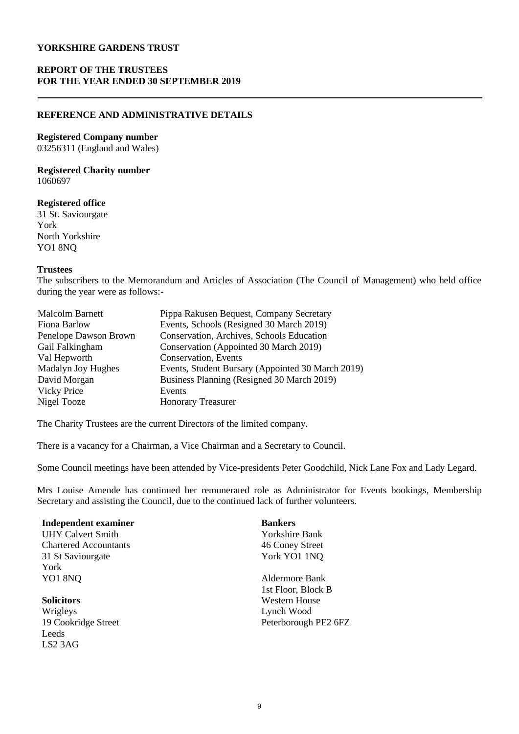**YORKSHIRE GARDENS TRUST**

**REPORT OF THE TRUSTEES**
**FOR THE YEAR ENDED 30 SEPTEMBER 2019**

## REFERENCE AND ADMINISTRATIVE DETAILS

**Registered Company number**
03256311 (England and Wales)

**Registered Charity number**
1060697

**Registered office**
31 St. Saviourgate
York
North Yorkshire
YO1 8NQ

**Trustees**
The subscribers to the Memorandum and Articles of Association (The Council of Management) who held office during the year were as follows:-

| | |
|---|---|
| Malcolm Barnett | Pippa Rakusen Bequest, Company Secretary |
| Fiona Barlow | Events, Schools (Resigned 30 March 2019) |
| Penelope Dawson Brown | Conservation, Archives, Schools Education |
| Gail Falkingham | Conservation (Appointed 30 March 2019) |
| Val Hepworth | Conservation, Events |
| Madalyn Joy Hughes | Events, Student Bursary (Appointed 30 March 2019) |
| David Morgan | Business Planning (Resigned 30 March 2019) |
| Vicky Price | Events |
| Nigel Tooze | Honorary Treasurer |

The Charity Trustees are the current Directors of the limited company.

There is a vacancy for a Chairman, a Vice Chairman and a Secretary to Council.

Some Council meetings have been attended by Vice-presidents Peter Goodchild, Nick Lane Fox and Lady Legard.

Mrs Louise Amende has continued her remunerated role as Administrator for Events bookings, Membership Secretary and assisting the Council, due to the continued lack of further volunteers.

**Independent examiner**
UHY Calvert Smith
Chartered Accountants
31 St Saviourgate
York
YO1 8NQ

**Solicitors**
Wrigleys
19 Cookridge Street
Leeds
LS2 3AG

**Bankers**
Yorkshire Bank
46 Coney Street
York YO1 1NQ

Aldermore Bank
1st Floor, Block B
Western House
Lynch Wood
Peterborough PE2 6FZ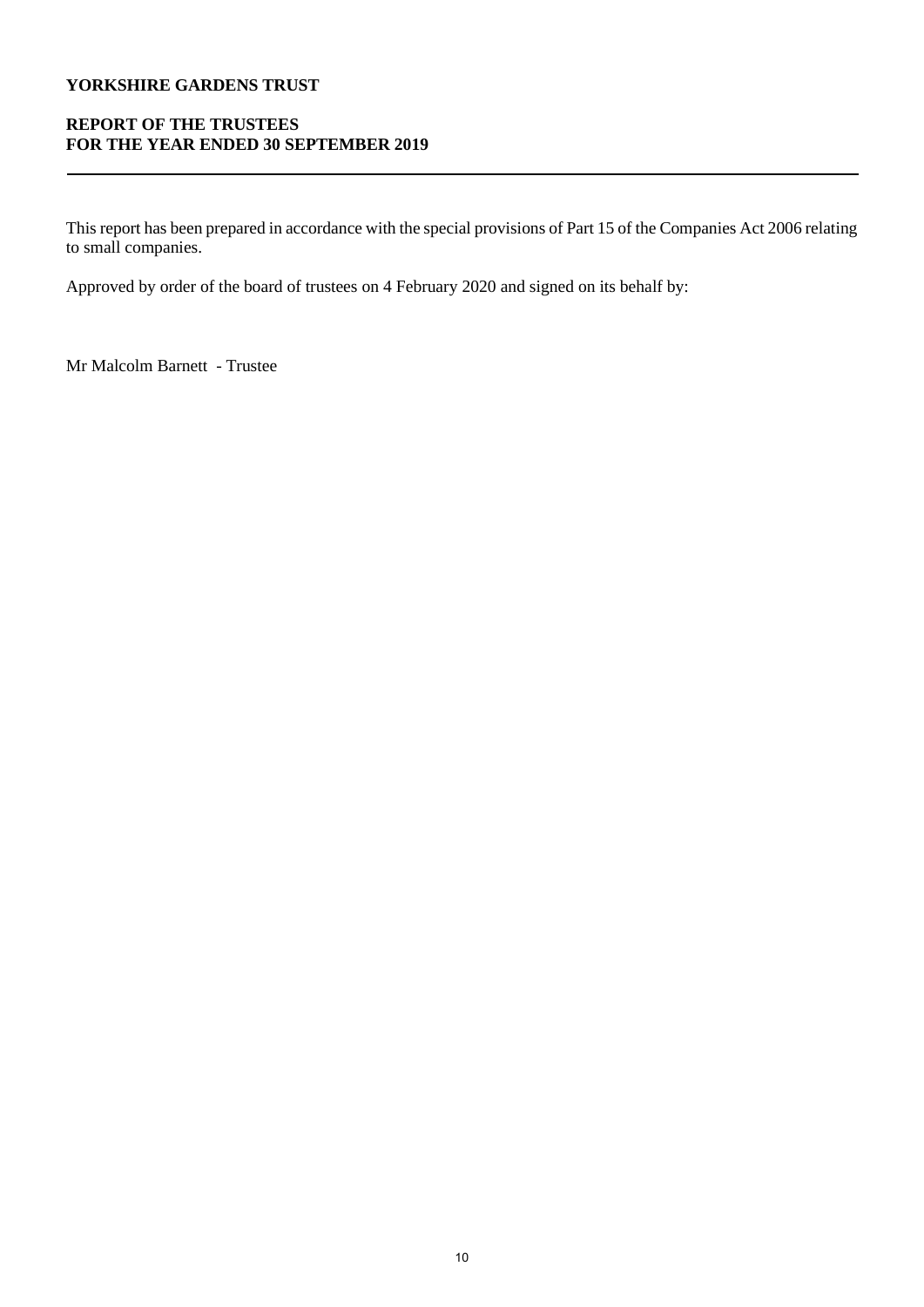**YORKSHIRE GARDENS TRUST**

**REPORT OF THE TRUSTEES**
**FOR THE YEAR ENDED 30 SEPTEMBER 2019**

---

This report has been prepared in accordance with the special provisions of Part 15 of the Companies Act 2006 relating to small companies.

Approved by order of the board of trustees on 4 February 2020 and signed on its behalf by:

Mr Malcolm Barnett - Trustee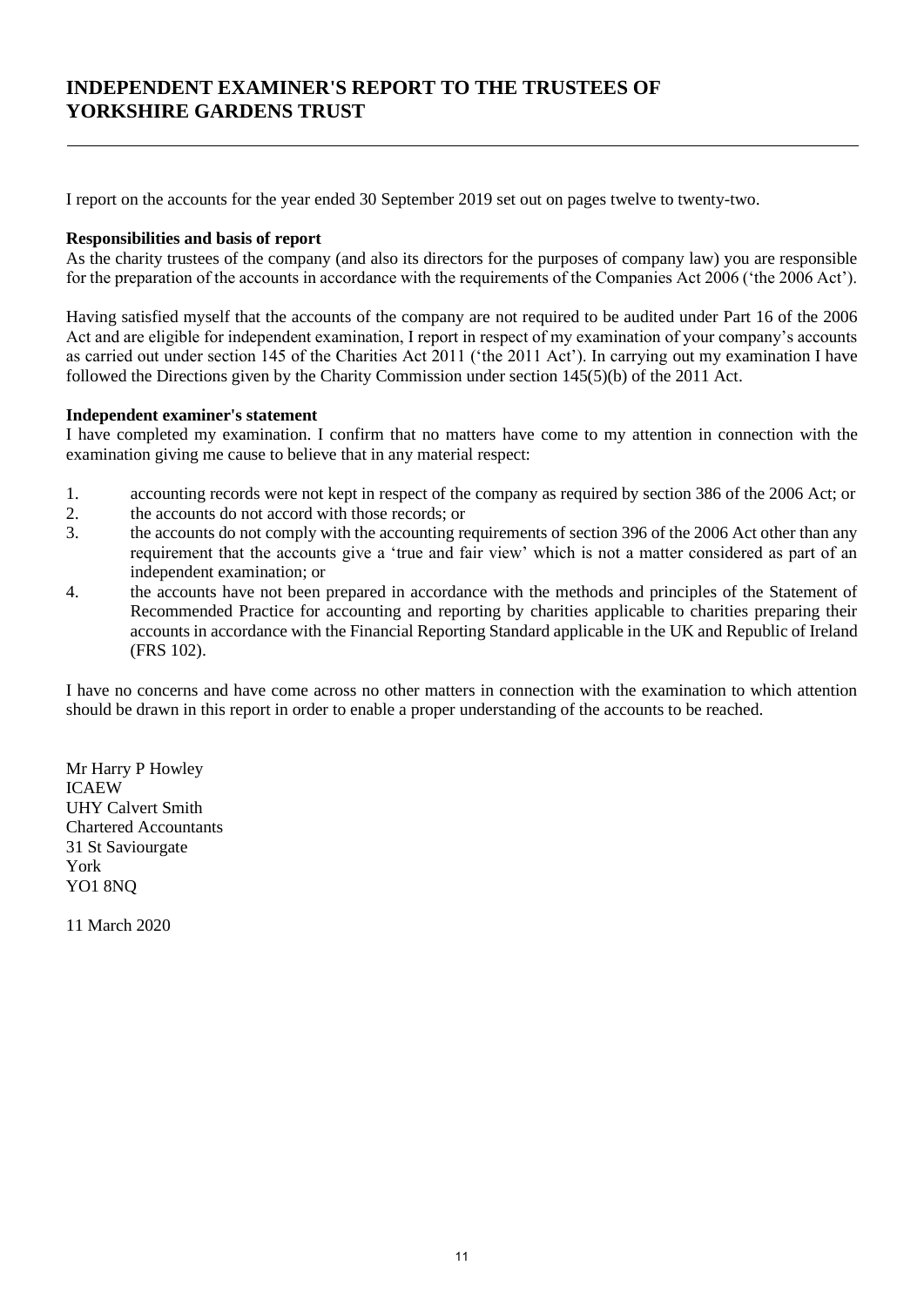# INDEPENDENT EXAMINER'S REPORT TO THE TRUSTEES OF YORKSHIRE GARDENS TRUST

I report on the accounts for the year ended 30 September 2019 set out on pages twelve to twenty-two.

**Responsibilities and basis of report**

As the charity trustees of the company (and also its directors for the purposes of company law) you are responsible for the preparation of the accounts in accordance with the requirements of the Companies Act 2006 ('the 2006 Act').

Having satisfied myself that the accounts of the company are not required to be audited under Part 16 of the 2006 Act and are eligible for independent examination, I report in respect of my examination of your company's accounts as carried out under section 145 of the Charities Act 2011 ('the 2011 Act'). In carrying out my examination I have followed the Directions given by the Charity Commission under section 145(5)(b) of the 2011 Act.

**Independent examiner's statement**

I have completed my examination. I confirm that no matters have come to my attention in connection with the examination giving me cause to believe that in any material respect:

1. accounting records were not kept in respect of the company as required by section 386 of the 2006 Act; or
2. the accounts do not accord with those records; or
3. the accounts do not comply with the accounting requirements of section 396 of the 2006 Act other than any requirement that the accounts give a 'true and fair view' which is not a matter considered as part of an independent examination; or
4. the accounts have not been prepared in accordance with the methods and principles of the Statement of Recommended Practice for accounting and reporting by charities applicable to charities preparing their accounts in accordance with the Financial Reporting Standard applicable in the UK and Republic of Ireland (FRS 102).

I have no concerns and have come across no other matters in connection with the examination to which attention should be drawn in this report in order to enable a proper understanding of the accounts to be reached.

Mr Harry P Howley
ICAEW
UHY Calvert Smith
Chartered Accountants
31 St Saviourgate
York
YO1 8NQ

11 March 2020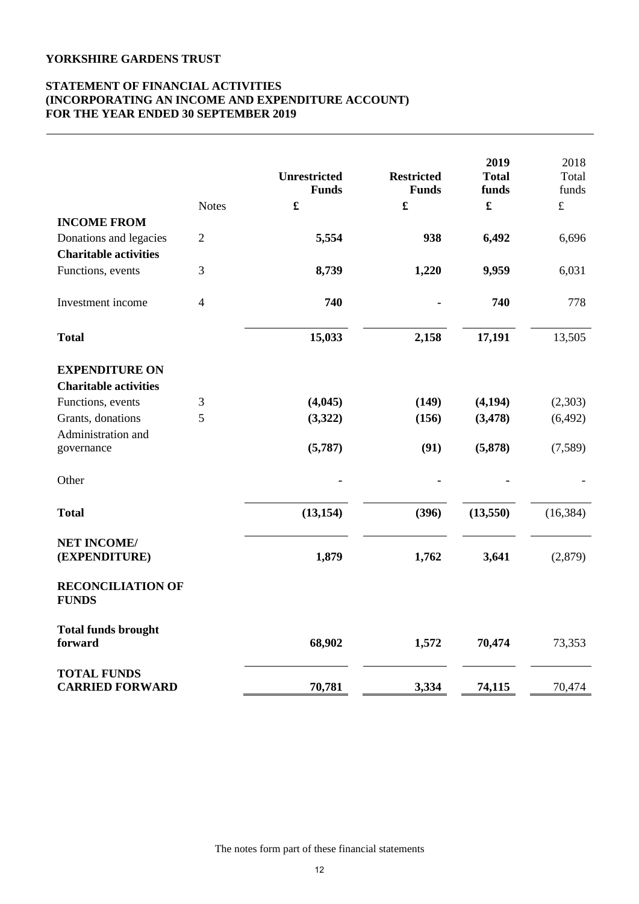# YORKSHIRE GARDENS TRUST

## STATEMENT OF FINANCIAL ACTIVITIES (INCORPORATING AN INCOME AND EXPENDITURE ACCOUNT) FOR THE YEAR ENDED 30 SEPTEMBER 2019

| | Notes | Unrestricted Funds | Restricted Funds | 2019 Total funds | 2018 Total funds |
|---|---|---|---|---|---|
| | | £ | £ | £ | £ |
| **INCOME FROM** | | | | | |
| Donations and legacies | 2 | **5,554** | **938** | **6,492** | 6,696 |
| **Charitable activities** | | | | | |
| Functions, events | 3 | **8,739** | **1,220** | **9,959** | 6,031 |
| Investment income | 4 | **740** | **-** | **740** | 778 |
| **Total** | | **15,033** | **2,158** | **17,191** | 13,505 |
| **EXPENDITURE ON** | | | | | |
| **Charitable activities** | | | | | |
| Functions, events | 3 | **(4,045)** | **(149)** | **(4,194)** | (2,303) |
| Grants, donations | 5 | **(3,322)** | **(156)** | **(3,478)** | (6,492) |
| Administration and governance | | **(5,787)** | **(91)** | **(5,878)** | (7,589) |
| Other | | **-** | **-** | **-** | - |
| **Total** | | **(13,154)** | **(396)** | **(13,550)** | (16,384) |
| **NET INCOME/ (EXPENDITURE)** | | **1,879** | **1,762** | **3,641** | (2,879) |
| **RECONCILIATION OF FUNDS** | | | | | |
| **Total funds brought forward** | | **68,902** | **1,572** | **70,474** | 73,353 |
| **TOTAL FUNDS CARRIED FORWARD** | | **70,781** | **3,334** | **74,115** | 70,474 |

The notes form part of these financial statements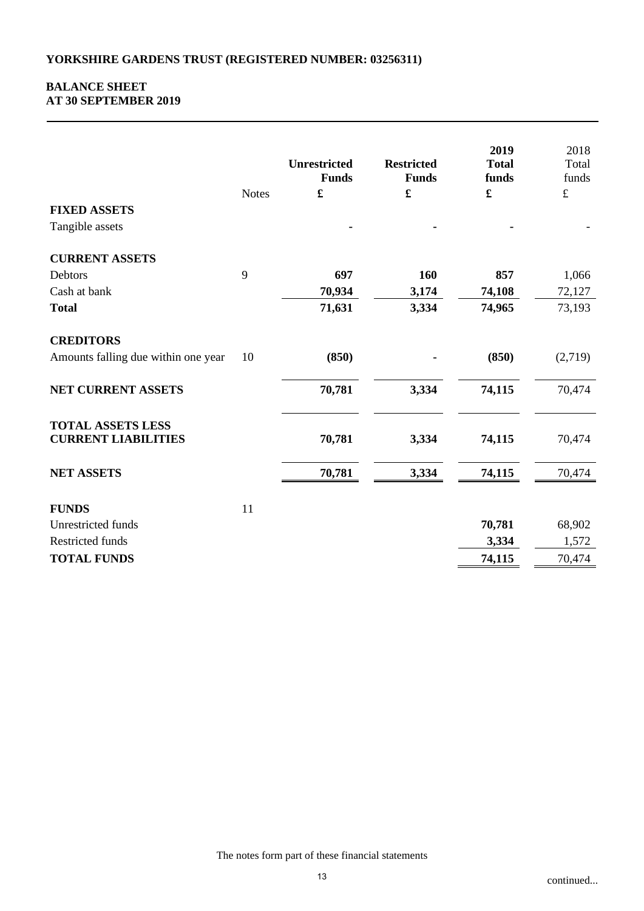**YORKSHIRE GARDENS TRUST (REGISTERED NUMBER: 03256311)**

**BALANCE SHEET**
**AT 30 SEPTEMBER 2019**

| | Notes | Unrestricted Funds £ | Restricted Funds £ | 2019 Total funds £ | 2018 Total funds £ |
|---|---|---|---|---|---|
| **FIXED ASSETS** | | | | | |
| Tangible assets | | - | - | - | - |
| **CURRENT ASSETS** | | | | | |
| Debtors | 9 | 697 | 160 | 857 | 1,066 |
| Cash at bank | | 70,934 | 3,174 | 74,108 | 72,127 |
| **Total** | | 71,631 | 3,334 | 74,965 | 73,193 |
| **CREDITORS** | | | | | |
| Amounts falling due within one year | 10 | (850) | - | (850) | (2,719) |
| **NET CURRENT ASSETS** | | 70,781 | 3,334 | 74,115 | 70,474 |
| **TOTAL ASSETS LESS CURRENT LIABILITIES** | | 70,781 | 3,334 | 74,115 | 70,474 |
| **NET ASSETS** | | 70,781 | 3,334 | 74,115 | 70,474 |
| **FUNDS** | 11 | | | | |
| Unrestricted funds | | | | 70,781 | 68,902 |
| Restricted funds | | | | 3,334 | 1,572 |
| **TOTAL FUNDS** | | | | 74,115 | 70,474 |

The notes form part of these financial statements

continued...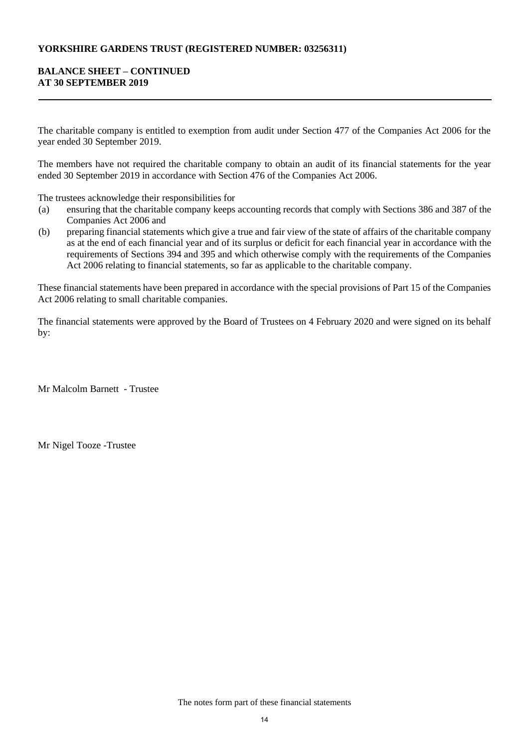**YORKSHIRE GARDENS TRUST (REGISTERED NUMBER: 03256311)**

**BALANCE SHEET – CONTINUED**
**AT 30 SEPTEMBER 2019**

The charitable company is entitled to exemption from audit under Section 477 of the Companies Act 2006 for the year ended 30 September 2019.

The members have not required the charitable company to obtain an audit of its financial statements for the year ended 30 September 2019 in accordance with Section 476 of the Companies Act 2006.

The trustees acknowledge their responsibilities for

(a) ensuring that the charitable company keeps accounting records that comply with Sections 386 and 387 of the Companies Act 2006 and
(b) preparing financial statements which give a true and fair view of the state of affairs of the charitable company as at the end of each financial year and of its surplus or deficit for each financial year in accordance with the requirements of Sections 394 and 395 and which otherwise comply with the requirements of the Companies Act 2006 relating to financial statements, so far as applicable to the charitable company.

These financial statements have been prepared in accordance with the special provisions of Part 15 of the Companies Act 2006 relating to small charitable companies.

The financial statements were approved by the Board of Trustees on 4 February 2020 and were signed on its behalf by:

Mr Malcolm Barnett - Trustee

Mr Nigel Tooze -Trustee

The notes form part of these financial statements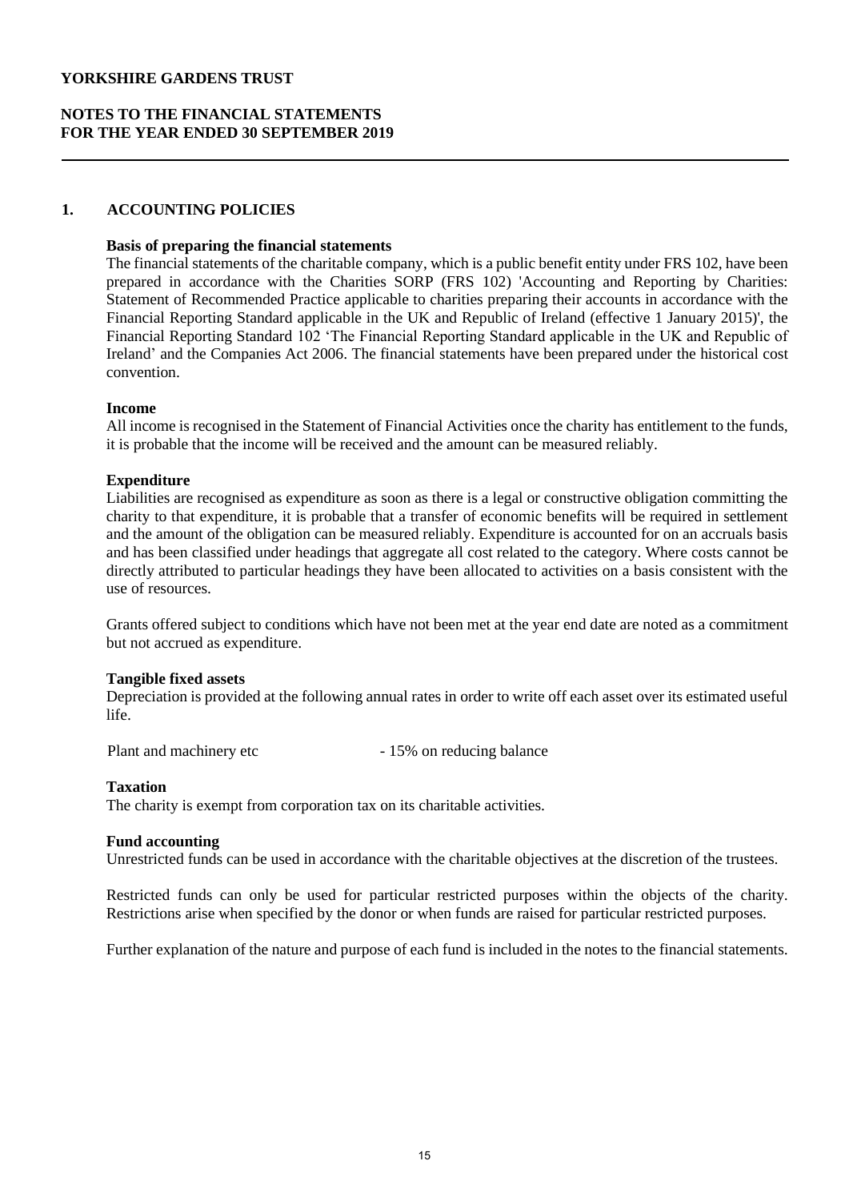# YORKSHIRE GARDENS TRUST

## NOTES TO THE FINANCIAL STATEMENTS FOR THE YEAR ENDED 30 SEPTEMBER 2019

## 1. ACCOUNTING POLICIES

**Basis of preparing the financial statements**

The financial statements of the charitable company, which is a public benefit entity under FRS 102, have been prepared in accordance with the Charities SORP (FRS 102) 'Accounting and Reporting by Charities: Statement of Recommended Practice applicable to charities preparing their accounts in accordance with the Financial Reporting Standard applicable in the UK and Republic of Ireland (effective 1 January 2015)', the Financial Reporting Standard 102 'The Financial Reporting Standard applicable in the UK and Republic of Ireland' and the Companies Act 2006. The financial statements have been prepared under the historical cost convention.

**Income**

All income is recognised in the Statement of Financial Activities once the charity has entitlement to the funds, it is probable that the income will be received and the amount can be measured reliably.

**Expenditure**

Liabilities are recognised as expenditure as soon as there is a legal or constructive obligation committing the charity to that expenditure, it is probable that a transfer of economic benefits will be required in settlement and the amount of the obligation can be measured reliably. Expenditure is accounted for on an accruals basis and has been classified under headings that aggregate all cost related to the category. Where costs cannot be directly attributed to particular headings they have been allocated to activities on a basis consistent with the use of resources.

Grants offered subject to conditions which have not been met at the year end date are noted as a commitment but not accrued as expenditure.

**Tangible fixed assets**

Depreciation is provided at the following annual rates in order to write off each asset over its estimated useful life.

| | |
|---|---|
| Plant and machinery etc | - 15% on reducing balance |

**Taxation**

The charity is exempt from corporation tax on its charitable activities.

**Fund accounting**

Unrestricted funds can be used in accordance with the charitable objectives at the discretion of the trustees.

Restricted funds can only be used for particular restricted purposes within the objects of the charity. Restrictions arise when specified by the donor or when funds are raised for particular restricted purposes.

Further explanation of the nature and purpose of each fund is included in the notes to the financial statements.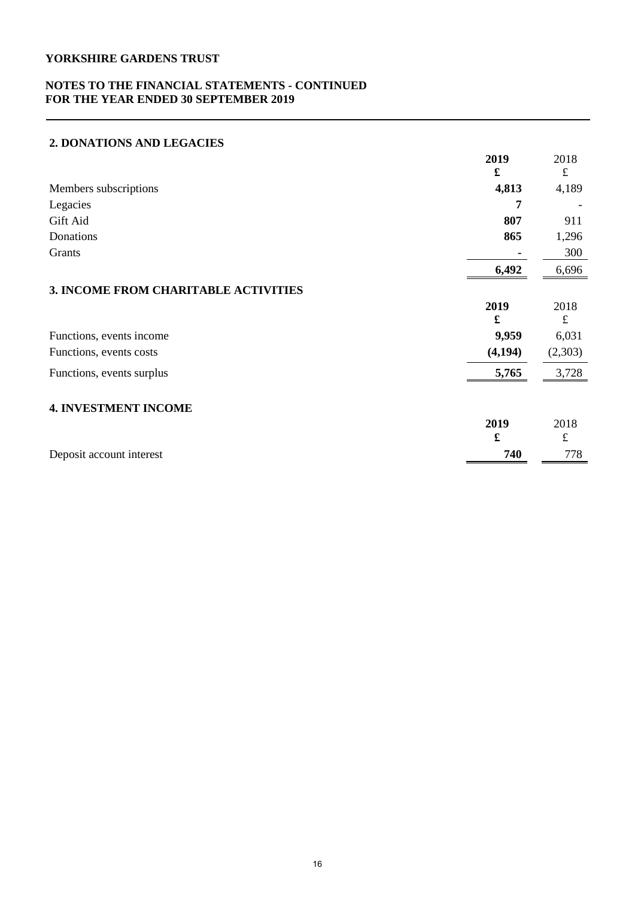# YORKSHIRE GARDENS TRUST

## NOTES TO THE FINANCIAL STATEMENTS - CONTINUED
## FOR THE YEAR ENDED 30 SEPTEMBER 2019

### 2. DONATIONS AND LEGACIES

| | 2019 | 2018 |
|---|---|---|
| | £ | £ |
| Members subscriptions | **4,813** | 4,189 |
| Legacies | **7** | - |
| Gift Aid | **807** | 911 |
| Donations | **865** | 1,296 |
| Grants | **-** | 300 |
| | **6,492** | 6,696 |

### 3. INCOME FROM CHARITABLE ACTIVITIES

| | 2019 | 2018 |
|---|---|---|
| | £ | £ |
| Functions, events income | **9,959** | 6,031 |
| Functions, events costs | **(4,194)** | (2,303) |
| Functions, events surplus | **5,765** | 3,728 |

### 4. INVESTMENT INCOME

| | 2019 | 2018 |
|---|---|---|
| | £ | £ |
| Deposit account interest | **740** | 778 |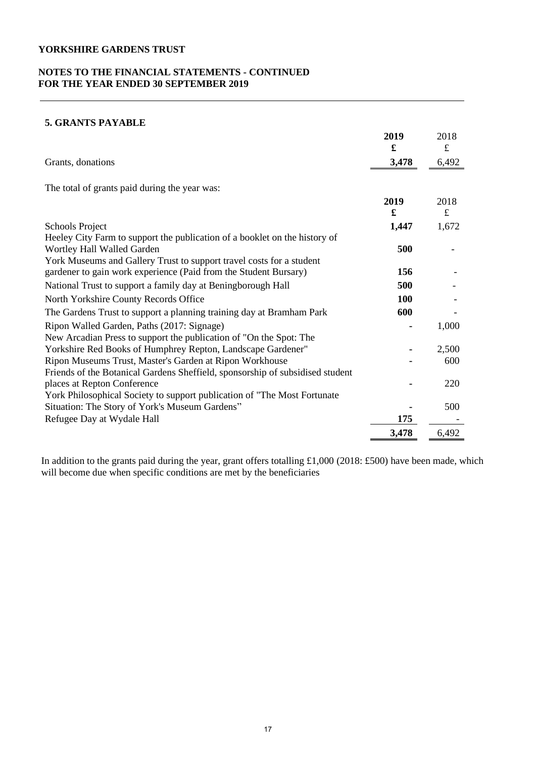# YORKSHIRE GARDENS TRUST

## NOTES TO THE FINANCIAL STATEMENTS - CONTINUED
## FOR THE YEAR ENDED 30 SEPTEMBER 2019

### 5. GRANTS PAYABLE

| | **2019** | 2018 |
|---|---|---|
| | **£** | £ |
| Grants, donations | **3,478** | 6,492 |

The total of grants paid during the year was:

| | **2019** | 2018 |
|---|---|---|
| | **£** | £ |
| Schools Project | **1,447** | 1,672 |
| Heeley City Farm to support the publication of a booklet on the history of Wortley Hall Walled Garden | **500** | - |
| York Museums and Gallery Trust to support travel costs for a student gardener to gain work experience (Paid from the Student Bursary) | **156** | - |
| National Trust to support a family day at Beningborough Hall | **500** | - |
| North Yorkshire County Records Office | **100** | - |
| The Gardens Trust to support a planning training day at Bramham Park | **600** | - |
| Ripon Walled Garden, Paths (2017: Signage) | **-** | 1,000 |
| New Arcadian Press to support the publication of "On the Spot: The Yorkshire Red Books of Humphrey Repton, Landscape Gardener" | **-** | 2,500 |
| Ripon Museums Trust, Master's Garden at Ripon Workhouse | **-** | 600 |
| Friends of the Botanical Gardens Sheffield, sponsorship of subsidised student places at Repton Conference | **-** | 220 |
| York Philosophical Society to support publication of "The Most Fortunate Situation: The Story of York's Museum Gardens" | **-** | 500 |
| Refugee Day at Wydale Hall | **175** | - |
| | **3,478** | 6,492 |

In addition to the grants paid during the year, grant offers totalling £1,000 (2018: £500) have been made, which will become due when specific conditions are met by the beneficiaries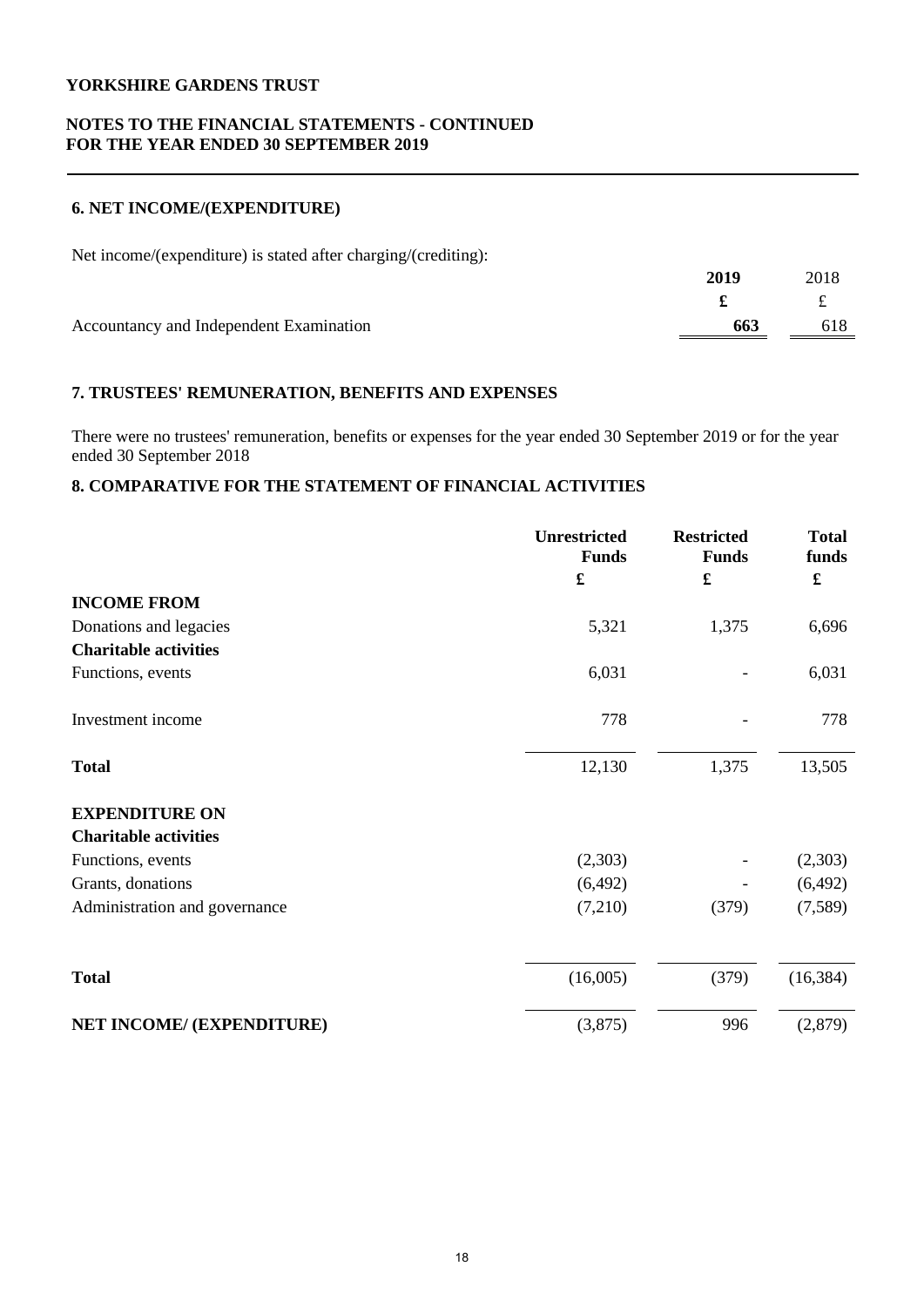YORKSHIRE GARDENS TRUST

NOTES TO THE FINANCIAL STATEMENTS - CONTINUED
FOR THE YEAR ENDED 30 SEPTEMBER 2019

## 6. NET INCOME/(EXPENDITURE)

Net income/(expenditure) is stated after charging/(crediting):

| | 2019 | 2018 |
|---|---|---|
| | £ | £ |
| Accountancy and Independent Examination | **663** | 618 |

## 7. TRUSTEES' REMUNERATION, BENEFITS AND EXPENSES

There were no trustees' remuneration, benefits or expenses for the year ended 30 September 2019 or for the year ended 30 September 2018

## 8. COMPARATIVE FOR THE STATEMENT OF FINANCIAL ACTIVITIES

| | Unrestricted Funds | Restricted Funds | Total funds |
|---|---|---|---|
| | £ | £ | £ |
| **INCOME FROM** | | | |
| Donations and legacies | 5,321 | 1,375 | 6,696 |
| **Charitable activities** | | | |
| Functions, events | 6,031 | - | 6,031 |
| Investment income | 778 | - | 778 |
| **Total** | 12,130 | 1,375 | 13,505 |
| **EXPENDITURE ON** | | | |
| **Charitable activities** | | | |
| Functions, events | (2,303) | - | (2,303) |
| Grants, donations | (6,492) | - | (6,492) |
| Administration and governance | (7,210) | (379) | (7,589) |
| **Total** | (16,005) | (379) | (16,384) |
| **NET INCOME/ (EXPENDITURE)** | (3,875) | 996 | (2,879) |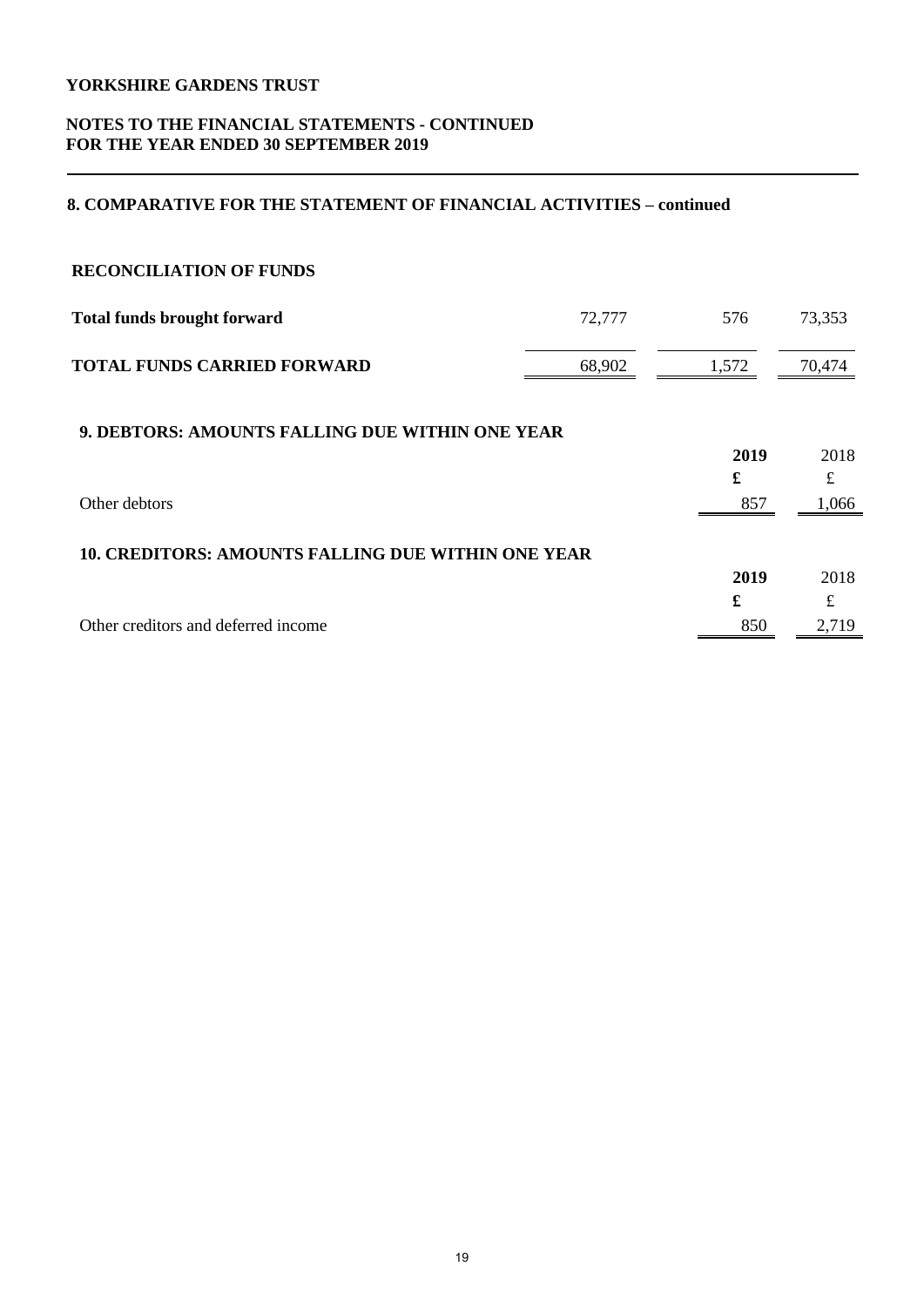**YORKSHIRE GARDENS TRUST**

**NOTES TO THE FINANCIAL STATEMENTS - CONTINUED**
**FOR THE YEAR ENDED 30 SEPTEMBER 2019**

## 8. COMPARATIVE FOR THE STATEMENT OF FINANCIAL ACTIVITIES – continued

**RECONCILIATION OF FUNDS**

| | | | |
|---|---|---|---|
| **Total funds brought forward** | 72,777 | 576 | 73,353 |
| **TOTAL FUNDS CARRIED FORWARD** | 68,902 | 1,572 | 70,474 |

## 9. DEBTORS: AMOUNTS FALLING DUE WITHIN ONE YEAR

| | **2019** | 2018 |
|---|---|---|
| | **£** | £ |
| Other debtors | 857 | 1,066 |

## 10. CREDITORS: AMOUNTS FALLING DUE WITHIN ONE YEAR

| | **2019** | 2018 |
|---|---|---|
| | **£** | £ |
| Other creditors and deferred income | 850 | 2,719 |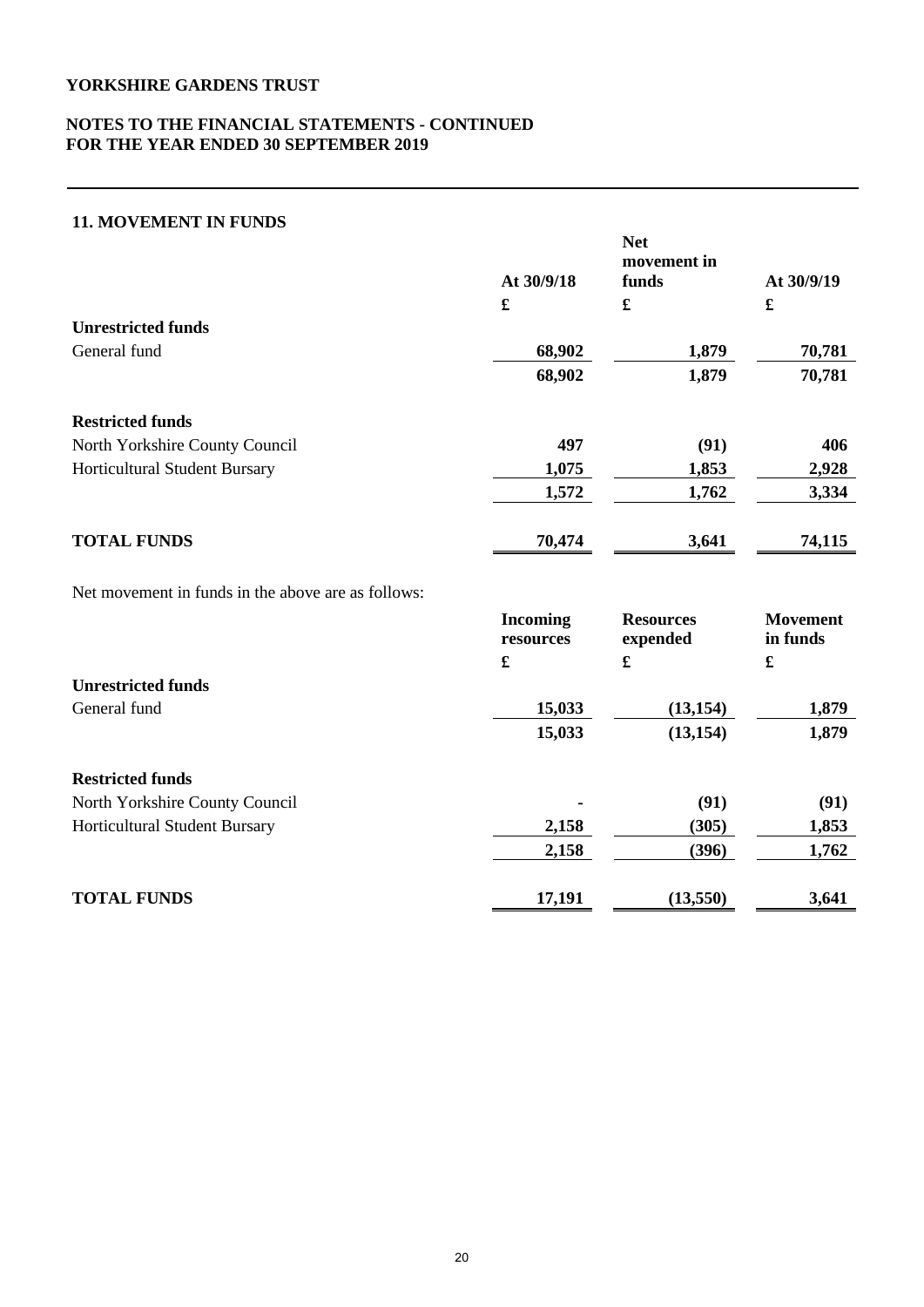**YORKSHIRE GARDENS TRUST**

**NOTES TO THE FINANCIAL STATEMENTS - CONTINUED**
**FOR THE YEAR ENDED 30 SEPTEMBER 2019**

## 11. MOVEMENT IN FUNDS

| | At 30/9/18 | Net movement in funds | At 30/9/19 |
|---|---|---|---|
| | £ | £ | £ |
| **Unrestricted funds** | | | |
| General fund | **68,902** | **1,879** | **70,781** |
| | **68,902** | **1,879** | **70,781** |
| **Restricted funds** | | | |
| North Yorkshire County Council | **497** | **(91)** | **406** |
| Horticultural Student Bursary | **1,075** | **1,853** | **2,928** |
| | **1,572** | **1,762** | **3,334** |
| **TOTAL FUNDS** | **70,474** | **3,641** | **74,115** |

Net movement in funds in the above are as follows:

| | Incoming resources | Resources expended | Movement in funds |
|---|---|---|---|
| | £ | £ | £ |
| **Unrestricted funds** | | | |
| General fund | **15,033** | **(13,154)** | **1,879** |
| | **15,033** | **(13,154)** | **1,879** |
| **Restricted funds** | | | |
| North Yorkshire County Council | **-** | **(91)** | **(91)** |
| Horticultural Student Bursary | **2,158** | **(305)** | **1,853** |
| | **2,158** | **(396)** | **1,762** |
| **TOTAL FUNDS** | **17,191** | **(13,550)** | **3,641** |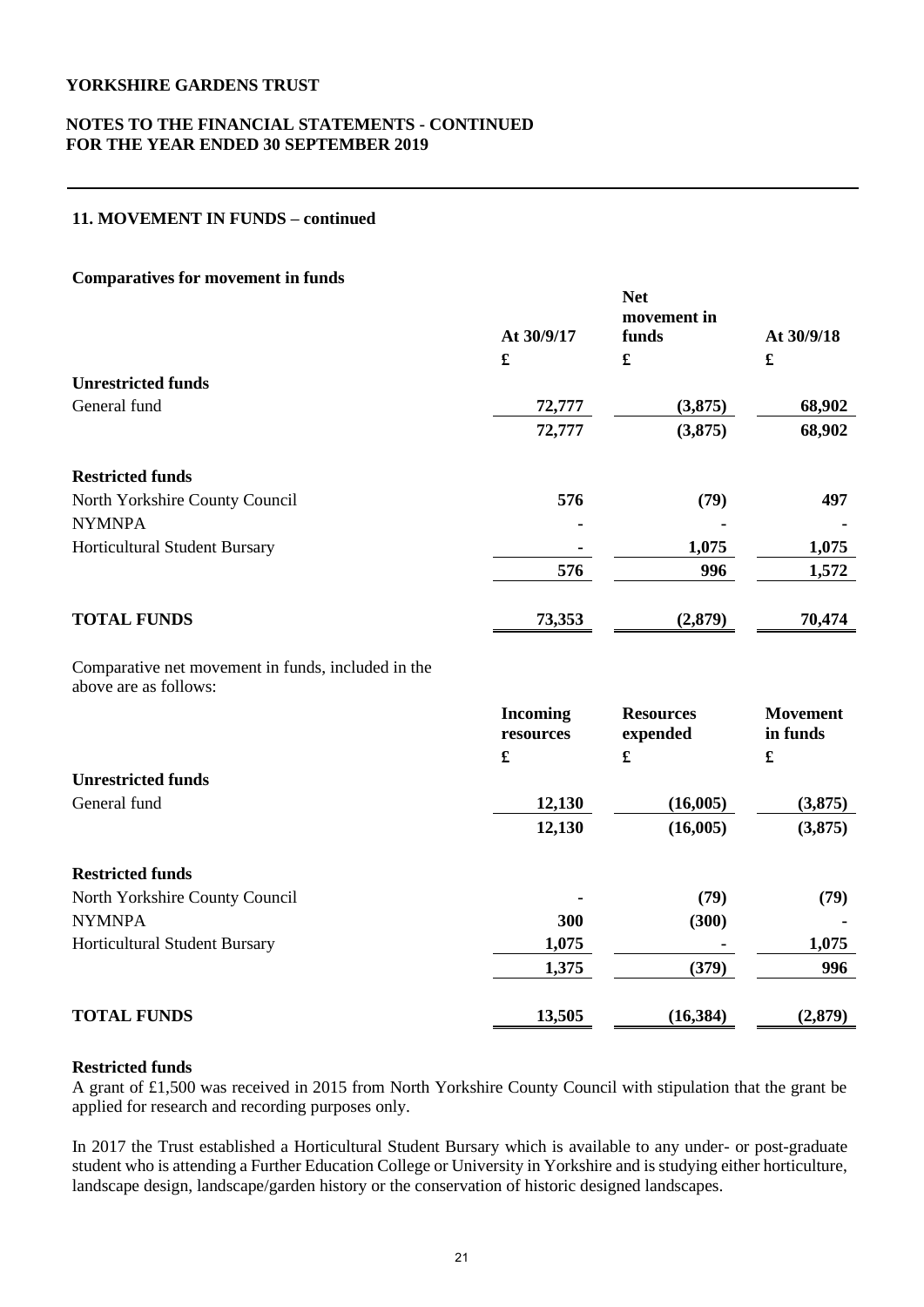**YORKSHIRE GARDENS TRUST**

**NOTES TO THE FINANCIAL STATEMENTS - CONTINUED**
**FOR THE YEAR ENDED 30 SEPTEMBER 2019**

**11. MOVEMENT IN FUNDS – continued**

**Comparatives for movement in funds**

| | At 30/9/17 | Net movement in funds | At 30/9/18 |
|---|---|---|---|
| | £ | £ | £ |
| **Unrestricted funds** | | | |
| General fund | 72,777 | (3,875) | 68,902 |
| | 72,777 | (3,875) | 68,902 |
| **Restricted funds** | | | |
| North Yorkshire County Council | 576 | (79) | 497 |
| NYMNPA | - | - | - |
| Horticultural Student Bursary | - | 1,075 | 1,075 |
| | 576 | 996 | 1,572 |
| **TOTAL FUNDS** | 73,353 | (2,879) | 70,474 |

Comparative net movement in funds, included in the above are as follows:

| | Incoming resources | Resources expended | Movement in funds |
|---|---|---|---|
| | £ | £ | £ |
| **Unrestricted funds** | | | |
| General fund | 12,130 | (16,005) | (3,875) |
| | 12,130 | (16,005) | (3,875) |
| **Restricted funds** | | | |
| North Yorkshire County Council | - | (79) | (79) |
| NYMNPA | 300 | (300) | - |
| Horticultural Student Bursary | 1,075 | - | 1,075 |
| | 1,375 | (379) | 996 |
| **TOTAL FUNDS** | 13,505 | (16,384) | (2,879) |

**Restricted funds**

A grant of £1,500 was received in 2015 from North Yorkshire County Council with stipulation that the grant be applied for research and recording purposes only.

In 2017 the Trust established a Horticultural Student Bursary which is available to any under- or post-graduate student who is attending a Further Education College or University in Yorkshire and is studying either horticulture, landscape design, landscape/garden history or the conservation of historic designed landscapes.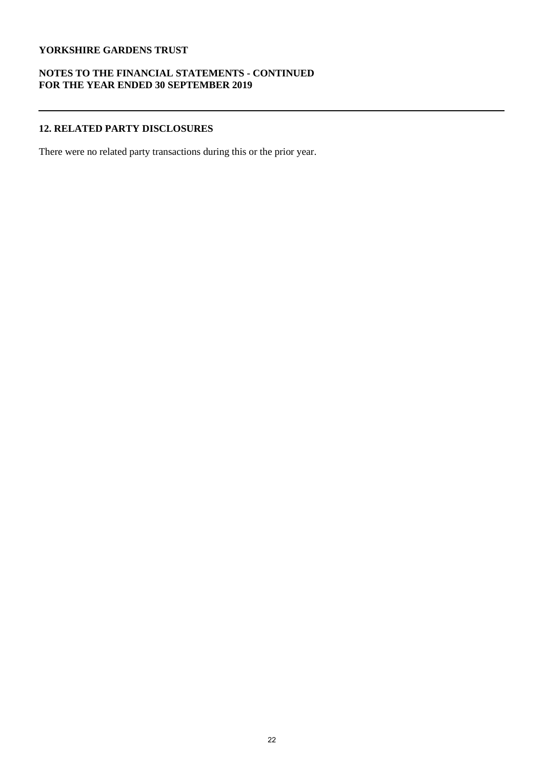## 12. RELATED PARTY DISCLOSURES

There were no related party transactions during this or the prior year.